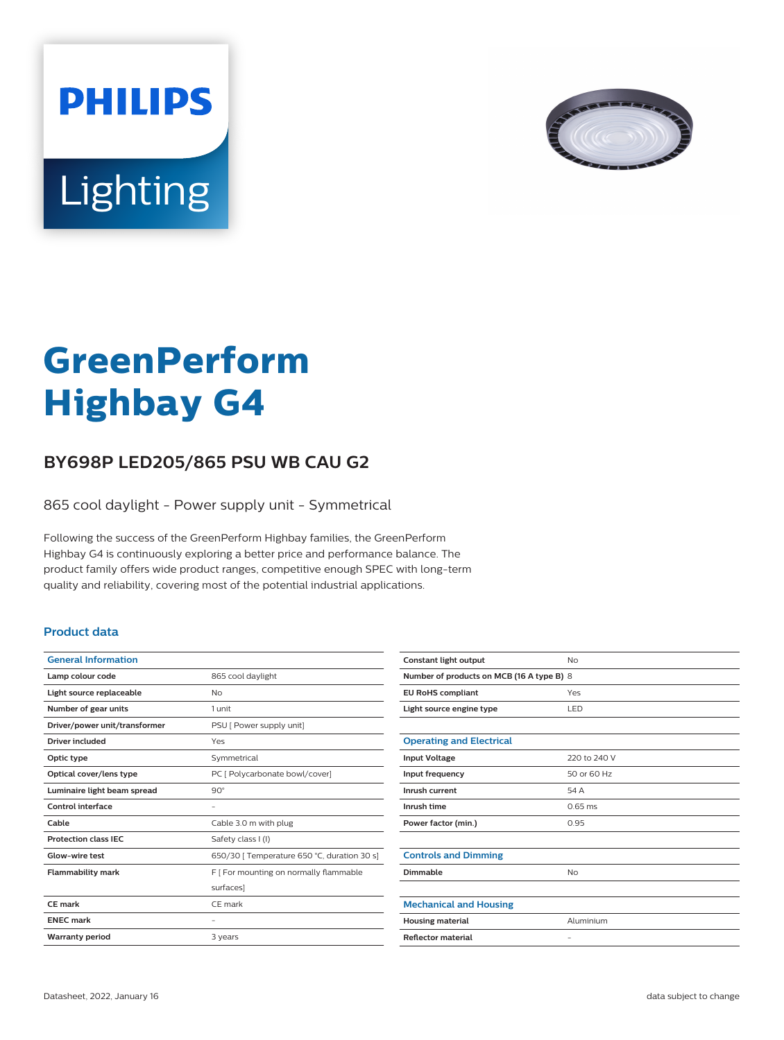PHILIPS

Lighting

# GreenPerform Highbay G4

## BY698P LED205/865 PSU WB CAU G2

865 cool daylight - Power supply unit - Symmetrical

Following the success of the GreenPerform Highbay families, the GreenPerform Highbay G4 is continuously exploring a better price and performance balance. The product family offers wide product ranges, competitive enough SPEC with long-term quality and reliability, covering most of the potential industrial applications.

### Product data

| General Information | |
|---|---|
| Lamp colour code | 865 cool daylight |
| Light source replaceable | No |
| Number of gear units | 1 unit |
| Driver/power unit/transformer | PSU [ Power supply unit] |
| Driver included | Yes |
| Optic type | Symmetrical |
| Optical cover/lens type | PC [ Polycarbonate bowl/cover] |
| Luminaire light beam spread | 90° |
| Control interface | - |
| Cable | Cable 3.0 m with plug |
| Protection class IEC | Safety class I (I) |
| Glow-wire test | 650/30 [ Temperature 650 °C, duration 30 s] |
| Flammability mark | F [ For mounting on normally flammable surfaces] |
| CE mark | CE mark |
| ENEC mark | - |
| Warranty period | 3 years |
| Constant light output | No |
| Number of products on MCB (16 A type B) | 8 |
| EU RoHS compliant | Yes |
| Light source engine type | LED |

| Operating and Electrical | |
|---|---|
| Input Voltage | 220 to 240 V |
| Input frequency | 50 or 60 Hz |
| Inrush current | 54 A |
| Inrush time | 0.65 ms |
| Power factor (min.) | 0.95 |

| Controls and Dimming | |
|---|---|
| Dimmable | No |

| Mechanical and Housing | |
|---|---|
| Housing material | Aluminium |
| Reflector material | - |

Datasheet, 2022, January 16

data subject to change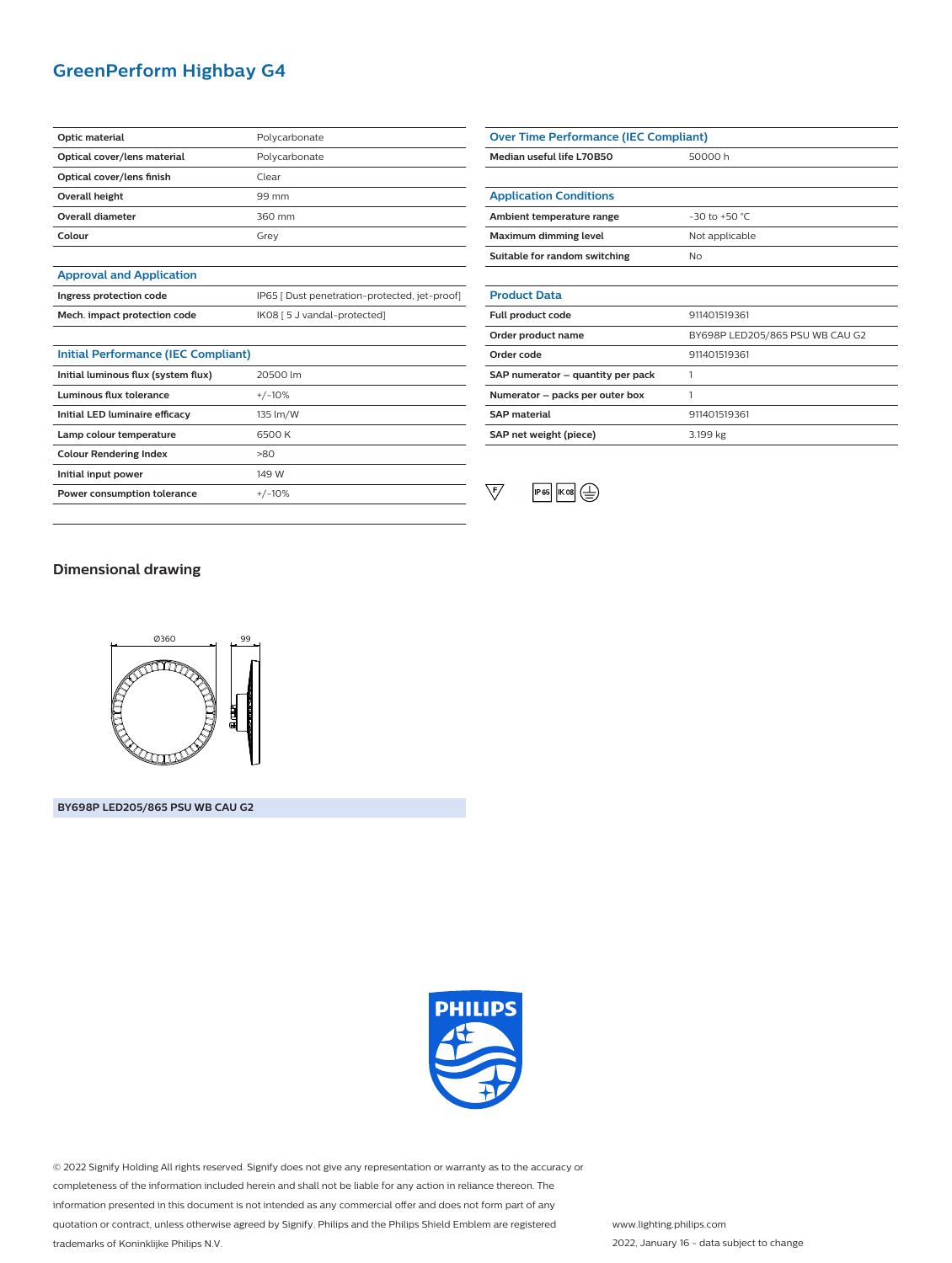## GreenPerform Highbay G4

| | |
|---|---|
| Optic material | Polycarbonate |
| Optical cover/lens material | Polycarbonate |
| Optical cover/lens finish | Clear |
| Overall height | 99 mm |
| Overall diameter | 360 mm |
| Colour | Grey |

### Approval and Application

| | |
|---|---|
| Ingress protection code | IP65 [ Dust penetration-protected, jet-proof] |
| Mech. impact protection code | IK08 [ 5 J vandal-protected] |

### Initial Performance (IEC Compliant)

| | |
|---|---|
| Initial luminous flux (system flux) | 20500 lm |
| Luminous flux tolerance | +/-10% |
| Initial LED luminaire efficacy | 135 lm/W |
| Lamp colour temperature | 6500 K |
| Colour Rendering Index | >80 |
| Initial input power | 149 W |
| Power consumption tolerance | +/-10% |

### Over Time Performance (IEC Compliant)

| | |
|---|---|
| Median useful life L70B50 | 50000 h |

### Application Conditions

| | |
|---|---|
| Ambient temperature range | -30 to +50 °C |
| Maximum dimming level | Not applicable |
| Suitable for random switching | No |

### Product Data

| | |
|---|---|
| Full product code | 911401519361 |
| Order product name | BY698P LED205/865 PSU WB CAU G2 |
| Order code | 911401519361 |
| SAP numerator – quantity per pack | 1 |
| Numerator – packs per outer box | 1 |
| SAP material | 911401519361 |
| SAP net weight (piece) | 3.199 kg |

F IP65 IK08

## Dimensional drawing

Ø360

99

**BY698P LED205/865 PSU WB CAU G2**

© 2022 Signify Holding All rights reserved. Signify does not give any representation or warranty as to the accuracy or completeness of the information included herein and shall not be liable for any action in reliance thereon. The information presented in this document is not intended as any commercial offer and does not form part of any quotation or contract, unless otherwise agreed by Signify. Philips and the Philips Shield Emblem are registered trademarks of Koninklijke Philips N.V.

www.lighting.philips.com

2022, January 16 - data subject to change